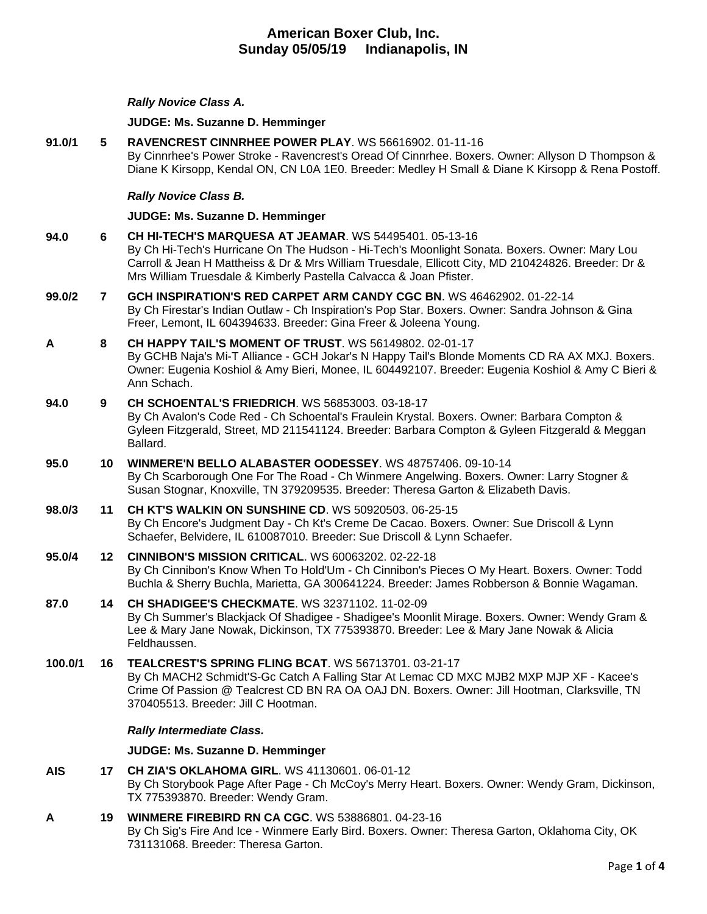# American Boxer Club, Inc.
## Sunday 05/05/19 Indianapolis, IN

***Rally Novice Class A.***

**JUDGE: Ms. Suzanne D. Hemminger**

**91.0/1** **5** **RAVENCREST CINNRHEE POWER PLAY**. WS 56616902. 01-11-16
By Cinnrhee's Power Stroke - Ravencrest's Oread Of Cinnrhee. Boxers. Owner: Allyson D Thompson & Diane K Kirsopp, Kendal ON, CN L0A 1E0. Breeder: Medley H Small & Diane K Kirsopp & Rena Postoff.

***Rally Novice Class B.***

**JUDGE: Ms. Suzanne D. Hemminger**

**94.0** **6** **CH HI-TECH'S MARQUESA AT JEAMAR**. WS 54495401. 05-13-16
By Ch Hi-Tech's Hurricane On The Hudson - Hi-Tech's Moonlight Sonata. Boxers. Owner: Mary Lou Carroll & Jean H Mattheiss & Dr & Mrs William Truesdale, Ellicott City, MD 210424826. Breeder: Dr & Mrs William Truesdale & Kimberly Pastella Calvacca & Joan Pfister.

**99.0/2** **7** **GCH INSPIRATION'S RED CARPET ARM CANDY CGC BN**. WS 46462902. 01-22-14
By Ch Firestar's Indian Outlaw - Ch Inspiration's Pop Star. Boxers. Owner: Sandra Johnson & Gina Freer, Lemont, IL 604394633. Breeder: Gina Freer & Joleena Young.

**A** **8** **CH HAPPY TAIL'S MOMENT OF TRUST**. WS 56149802. 02-01-17
By GCHB Naja's Mi-T Alliance - GCH Jokar's N Happy Tail's Blonde Moments CD RA AX MXJ. Boxers. Owner: Eugenia Koshiol & Amy Bieri, Monee, IL 604492107. Breeder: Eugenia Koshiol & Amy C Bieri & Ann Schach.

**94.0** **9** **CH SCHOENTAL'S FRIEDRICH**. WS 56853003. 03-18-17
By Ch Avalon's Code Red - Ch Schoental's Fraulein Krystal. Boxers. Owner: Barbara Compton & Gyleen Fitzgerald, Street, MD 211541124. Breeder: Barbara Compton & Gyleen Fitzgerald & Meggan Ballard.

**95.0** **10** **WINMERE'N BELLO ALABASTER OODESSEY**. WS 48757406. 09-10-14
By Ch Scarborough One For The Road - Ch Winmere Angelwing. Boxers. Owner: Larry Stogner & Susan Stognar, Knoxville, TN 379209535. Breeder: Theresa Garton & Elizabeth Davis.

**98.0/3** **11** **CH KT'S WALKIN ON SUNSHINE CD**. WS 50920503. 06-25-15
By Ch Encore's Judgment Day - Ch Kt's Creme De Cacao. Boxers. Owner: Sue Driscoll & Lynn Schaefer, Belvidere, IL 610087010. Breeder: Sue Driscoll & Lynn Schaefer.

**95.0/4** **12** **CINNIBON'S MISSION CRITICAL**. WS 60063202. 02-22-18
By Ch Cinnibon's Know When To Hold'Um - Ch Cinnibon's Pieces O My Heart. Boxers. Owner: Todd Buchla & Sherry Buchla, Marietta, GA 300641224. Breeder: James Robberson & Bonnie Wagaman.

**87.0** **14** **CH SHADIGEE'S CHECKMATE**. WS 32371102. 11-02-09
By Ch Summer's Blackjack Of Shadigee - Shadigee's Moonlit Mirage. Boxers. Owner: Wendy Gram & Lee & Mary Jane Nowak, Dickinson, TX 775393870. Breeder: Lee & Mary Jane Nowak & Alicia Feldhaussen.

**100.0/1** **16** **TEALCREST'S SPRING FLING BCAT**. WS 56713701. 03-21-17
By Ch MACH2 Schmidt'S-Gc Catch A Falling Star At Lemac CD MXC MJB2 MXP MJP XF - Kacee's Crime Of Passion @ Tealcrest CD BN RA OA OAJ DN. Boxers. Owner: Jill Hootman, Clarksville, TN 370405513. Breeder: Jill C Hootman.

***Rally Intermediate Class.***

**JUDGE: Ms. Suzanne D. Hemminger**

**AIS** **17** **CH ZIA'S OKLAHOMA GIRL**. WS 41130601. 06-01-12
By Ch Storybook Page After Page - Ch McCoy's Merry Heart. Boxers. Owner: Wendy Gram, Dickinson, TX 775393870. Breeder: Wendy Gram.

**A** **19** **WINMERE FIREBIRD RN CA CGC**. WS 53886801. 04-23-16
By Ch Sig's Fire And Ice - Winmere Early Bird. Boxers. Owner: Theresa Garton, Oklahoma City, OK 731131068. Breeder: Theresa Garton.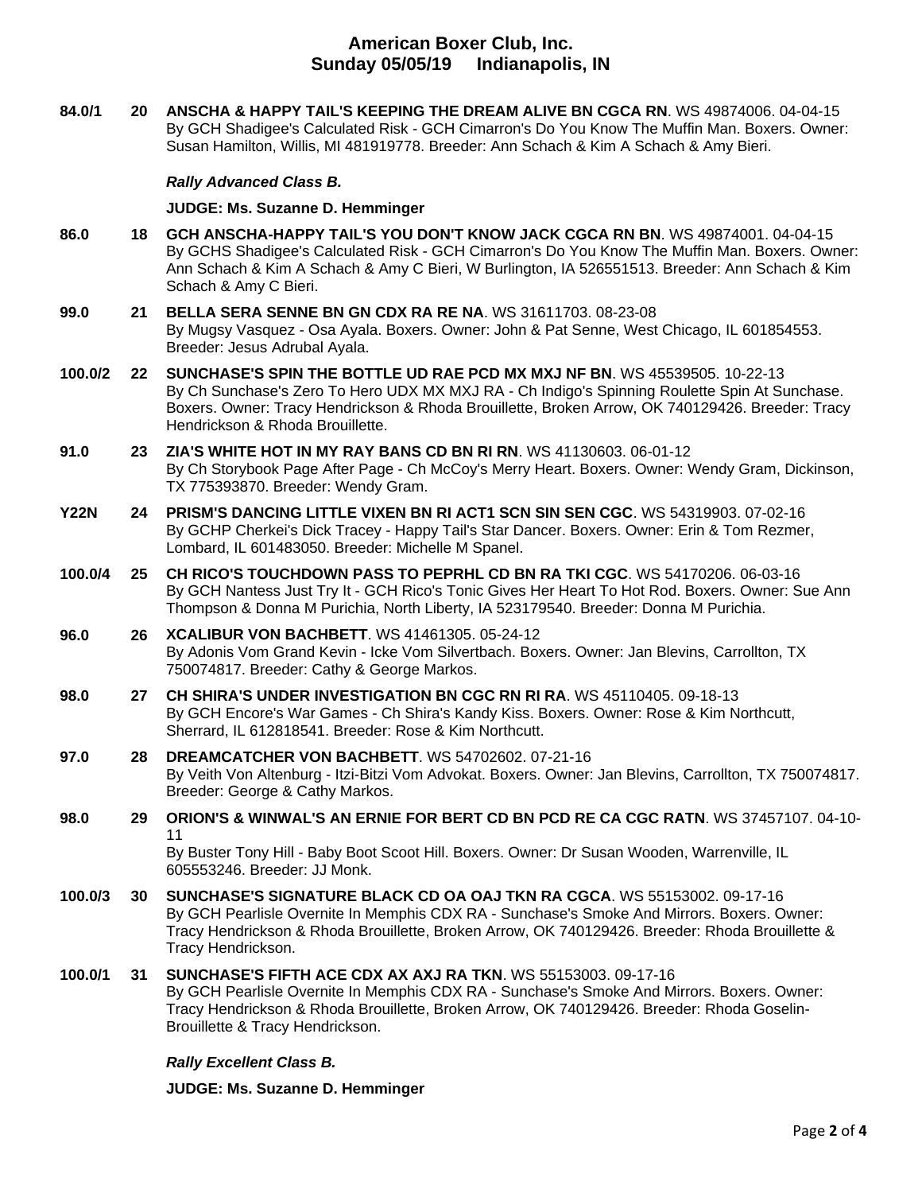**84.0/1** **20** **ANSCHA & HAPPY TAIL'S KEEPING THE DREAM ALIVE BN CGCA RN**. WS 49874006. 04-04-15
By GCH Shadigee's Calculated Risk - GCH Cimarron's Do You Know The Muffin Man. Boxers. Owner: Susan Hamilton, Willis, MI 481919778. Breeder: Ann Schach & Kim A Schach & Amy Bieri.

***Rally Advanced Class B.***

**JUDGE: Ms. Suzanne D. Hemminger**

**86.0** **18** **GCH ANSCHA-HAPPY TAIL'S YOU DON'T KNOW JACK CGCA RN BN**. WS 49874001. 04-04-15
By GCHS Shadigee's Calculated Risk - GCH Cimarron's Do You Know The Muffin Man. Boxers. Owner: Ann Schach & Kim A Schach & Amy C Bieri, W Burlington, IA 526551513. Breeder: Ann Schach & Kim Schach & Amy C Bieri.

**99.0** **21** **BELLA SERA SENNE BN GN CDX RA RE NA**. WS 31611703. 08-23-08
By Mugsy Vasquez - Osa Ayala. Boxers. Owner: John & Pat Senne, West Chicago, IL 601854553. Breeder: Jesus Adrubal Ayala.

**100.0/2** **22** **SUNCHASE'S SPIN THE BOTTLE UD RAE PCD MX MXJ NF BN**. WS 45539505. 10-22-13
By Ch Sunchase's Zero To Hero UDX MX MXJ RA - Ch Indigo's Spinning Roulette Spin At Sunchase. Boxers. Owner: Tracy Hendrickson & Rhoda Brouillette, Broken Arrow, OK 740129426. Breeder: Tracy Hendrickson & Rhoda Brouillette.

**91.0** **23** **ZIA'S WHITE HOT IN MY RAY BANS CD BN RI RN**. WS 41130603. 06-01-12
By Ch Storybook Page After Page - Ch McCoy's Merry Heart. Boxers. Owner: Wendy Gram, Dickinson, TX 775393870. Breeder: Wendy Gram.

**Y22N** **24** **PRISM'S DANCING LITTLE VIXEN BN RI ACT1 SCN SIN SEN CGC**. WS 54319903. 07-02-16
By GCHP Cherkei's Dick Tracey - Happy Tail's Star Dancer. Boxers. Owner: Erin & Tom Rezmer, Lombard, IL 601483050. Breeder: Michelle M Spanel.

**100.0/4** **25** **CH RICO'S TOUCHDOWN PASS TO PEPRHL CD BN RA TKI CGC**. WS 54170206. 06-03-16
By GCH Nantess Just Try It - GCH Rico's Tonic Gives Her Heart To Hot Rod. Boxers. Owner: Sue Ann Thompson & Donna M Purichia, North Liberty, IA 523179540. Breeder: Donna M Purichia.

**96.0** **26** **XCALIBUR VON BACHBETT**. WS 41461305. 05-24-12
By Adonis Vom Grand Kevin - Icke Vom Silvertbach. Boxers. Owner: Jan Blevins, Carrollton, TX 750074817. Breeder: Cathy & George Markos.

**98.0** **27** **CH SHIRA'S UNDER INVESTIGATION BN CGC RN RI RA**. WS 45110405. 09-18-13
By GCH Encore's War Games - Ch Shira's Kandy Kiss. Boxers. Owner: Rose & Kim Northcutt, Sherrard, IL 612818541. Breeder: Rose & Kim Northcutt.

**97.0** **28** **DREAMCATCHER VON BACHBETT**. WS 54702602. 07-21-16
By Veith Von Altenburg - Itzi-Bitzi Vom Advokat. Boxers. Owner: Jan Blevins, Carrollton, TX 750074817. Breeder: George & Cathy Markos.

**98.0** **29** **ORION'S & WINWAL'S AN ERNIE FOR BERT CD BN PCD RE CA CGC RATN**. WS 37457107. 04-10-11
By Buster Tony Hill - Baby Boot Scoot Hill. Boxers. Owner: Dr Susan Wooden, Warrenville, IL 605553246. Breeder: JJ Monk.

**100.0/3** **30** **SUNCHASE'S SIGNATURE BLACK CD OA OAJ TKN RA CGCA**. WS 55153002. 09-17-16
By GCH Pearlisle Overnite In Memphis CDX RA - Sunchase's Smoke And Mirrors. Boxers. Owner: Tracy Hendrickson & Rhoda Brouillette, Broken Arrow, OK 740129426. Breeder: Rhoda Brouillette & Tracy Hendrickson.

**100.0/1** **31** **SUNCHASE'S FIFTH ACE CDX AX AXJ RA TKN**. WS 55153003. 09-17-16
By GCH Pearlisle Overnite In Memphis CDX RA - Sunchase's Smoke And Mirrors. Boxers. Owner: Tracy Hendrickson & Rhoda Brouillette, Broken Arrow, OK 740129426. Breeder: Rhoda Goselin-Brouillette & Tracy Hendrickson.

***Rally Excellent Class B.***

**JUDGE: Ms. Suzanne D. Hemminger**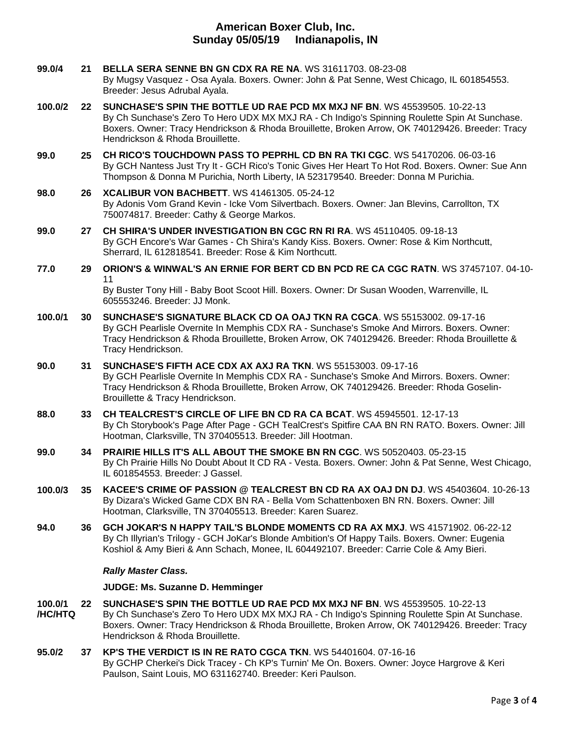**99.0/4** **21** **BELLA SERA SENNE BN GN CDX RA RE NA**. WS 31611703. 08-23-08
By Mugsy Vasquez - Osa Ayala. Boxers. Owner: John & Pat Senne, West Chicago, IL 601854553. Breeder: Jesus Adrubal Ayala.

**100.0/2** **22** **SUNCHASE'S SPIN THE BOTTLE UD RAE PCD MX MXJ NF BN**. WS 45539505. 10-22-13
By Ch Sunchase's Zero To Hero UDX MX MXJ RA - Ch Indigo's Spinning Roulette Spin At Sunchase. Boxers. Owner: Tracy Hendrickson & Rhoda Brouillette, Broken Arrow, OK 740129426. Breeder: Tracy Hendrickson & Rhoda Brouillette.

**99.0** **25** **CH RICO'S TOUCHDOWN PASS TO PEPRHL CD BN RA TKI CGC**. WS 54170206. 06-03-16
By GCH Nantess Just Try It - GCH Rico's Tonic Gives Her Heart To Hot Rod. Boxers. Owner: Sue Ann Thompson & Donna M Purichia, North Liberty, IA 523179540. Breeder: Donna M Purichia.

**98.0** **26** **XCALIBUR VON BACHBETT**. WS 41461305. 05-24-12
By Adonis Vom Grand Kevin - Icke Vom Silvertbach. Boxers. Owner: Jan Blevins, Carrollton, TX 750074817. Breeder: Cathy & George Markos.

**99.0** **27** **CH SHIRA'S UNDER INVESTIGATION BN CGC RN RI RA**. WS 45110405. 09-18-13
By GCH Encore's War Games - Ch Shira's Kandy Kiss. Boxers. Owner: Rose & Kim Northcutt, Sherrard, IL 612818541. Breeder: Rose & Kim Northcutt.

**77.0** **29** **ORION'S & WINWAL'S AN ERNIE FOR BERT CD BN PCD RE CA CGC RATN**. WS 37457107. 04-10-11
By Buster Tony Hill - Baby Boot Scoot Hill. Boxers. Owner: Dr Susan Wooden, Warrenville, IL 605553246. Breeder: JJ Monk.

**100.0/1** **30** **SUNCHASE'S SIGNATURE BLACK CD OA OAJ TKN RA CGCA**. WS 55153002. 09-17-16
By GCH Pearlisle Overnite In Memphis CDX RA - Sunchase's Smoke And Mirrors. Boxers. Owner: Tracy Hendrickson & Rhoda Brouillette, Broken Arrow, OK 740129426. Breeder: Rhoda Brouillette & Tracy Hendrickson.

**90.0** **31** **SUNCHASE'S FIFTH ACE CDX AX AXJ RA TKN**. WS 55153003. 09-17-16
By GCH Pearlisle Overnite In Memphis CDX RA - Sunchase's Smoke And Mirrors. Boxers. Owner: Tracy Hendrickson & Rhoda Brouillette, Broken Arrow, OK 740129426. Breeder: Rhoda Goselin-Brouillette & Tracy Hendrickson.

**88.0** **33** **CH TEALCREST'S CIRCLE OF LIFE BN CD RA CA BCAT**. WS 45945501. 12-17-13
By Ch Storybook's Page After Page - GCH TealCrest's Spitfire CAA BN RN RATO. Boxers. Owner: Jill Hootman, Clarksville, TN 370405513. Breeder: Jill Hootman.

**99.0** **34** **PRAIRIE HILLS IT'S ALL ABOUT THE SMOKE BN RN CGC**. WS 50520403. 05-23-15
By Ch Prairie Hills No Doubt About It CD RA - Vesta. Boxers. Owner: John & Pat Senne, West Chicago, IL 601854553. Breeder: J Gassel.

**100.0/3** **35** **KACEE'S CRIME OF PASSION @ TEALCREST BN CD RA AX OAJ DN DJ**. WS 45403604. 10-26-13
By Dizara's Wicked Game CDX BN RA - Bella Vom Schattenboxen BN RN. Boxers. Owner: Jill Hootman, Clarksville, TN 370405513. Breeder: Karen Suarez.

**94.0** **36** **GCH JOKAR'S N HAPPY TAIL'S BLONDE MOMENTS CD RA AX MXJ**. WS 41571902. 06-22-12
By Ch Illyrian's Trilogy - GCH JoKar's Blonde Ambition's Of Happy Tails. Boxers. Owner: Eugenia Koshiol & Amy Bieri & Ann Schach, Monee, IL 604492107. Breeder: Carrie Cole & Amy Bieri.

***Rally Master Class.***

**JUDGE: Ms. Suzanne D. Hemminger**

**100.0/1 /HC/HTQ** **22** **SUNCHASE'S SPIN THE BOTTLE UD RAE PCD MX MXJ NF BN**. WS 45539505. 10-22-13
By Ch Sunchase's Zero To Hero UDX MX MXJ RA - Ch Indigo's Spinning Roulette Spin At Sunchase. Boxers. Owner: Tracy Hendrickson & Rhoda Brouillette, Broken Arrow, OK 740129426. Breeder: Tracy Hendrickson & Rhoda Brouillette.

**95.0/2** **37** **KP'S THE VERDICT IS IN RE RATO CGCA TKN**. WS 54401604. 07-16-16
By GCHP Cherkei's Dick Tracey - Ch KP's Turnin' Me On. Boxers. Owner: Joyce Hargrove & Keri Paulson, Saint Louis, MO 631162740. Breeder: Keri Paulson.